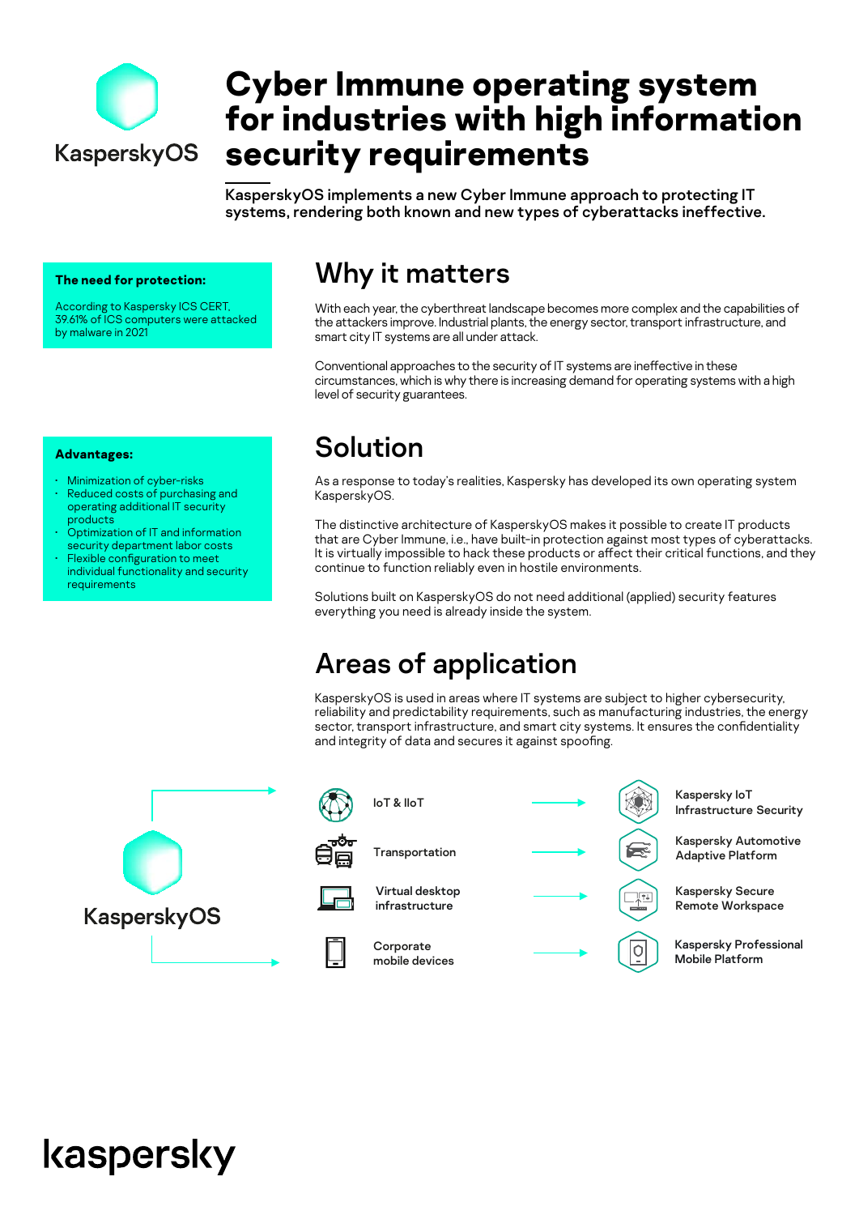KasperskyOS

# Cyber Immune operating system for industries with high information security requirements

**KasperskyOS implements a new Cyber Immune approach to protecting IT systems, rendering both known and new types of cyberattacks ineffective.**

**The need for protection:**

According to Kaspersky ICS CERT, 39.61% of ICS computers were attacked by malware in 2021

## Why it matters

With each year, the cyberthreat landscape becomes more complex and the capabilities of the attackers improve. Industrial plants, the energy sector, transport infrastructure, and smart city IT systems are all under attack.

Conventional approaches to the security of IT systems are ineffective in these circumstances, which is why there is increasing demand for operating systems with a high level of security guarantees.

**Advantages:**

- Minimization of cyber-risks
- Reduced costs of purchasing and operating additional IT security products
- Optimization of IT and information security department labor costs
- Flexible configuration to meet individual functionality and security requirements

## Solution

As a response to today's realities, Kaspersky has developed its own operating system KasperskyOS.

The distinctive architecture of KasperskyOS makes it possible to create IT products that are Cyber Immune, i.e., have built-in protection against most types of cyberattacks. It is virtually impossible to hack these products or affect their critical functions, and they continue to function reliably even in hostile environments.

Solutions built on KasperskyOS do not need additional (applied) security features everything you need is already inside the system.

## Areas of application

KasperskyOS is used in areas where IT systems are subject to higher cybersecurity, reliability and predictability requirements, such as manufacturing industries, the energy sector, transport infrastructure, and smart city systems. It ensures the confidentiality and integrity of data and secures it against spoofing.

KasperskyOS

| Area | Product |
| --- | --- |
| IoT & IIoT | Kaspersky IoT Infrastructure Security |
| Transportation | Kaspersky Automotive Adaptive Platform |
| Virtual desktop infrastructure | Kaspersky Secure Remote Workspace |
| Corporate mobile devices | Kaspersky Professional Mobile Platform |

kaspersky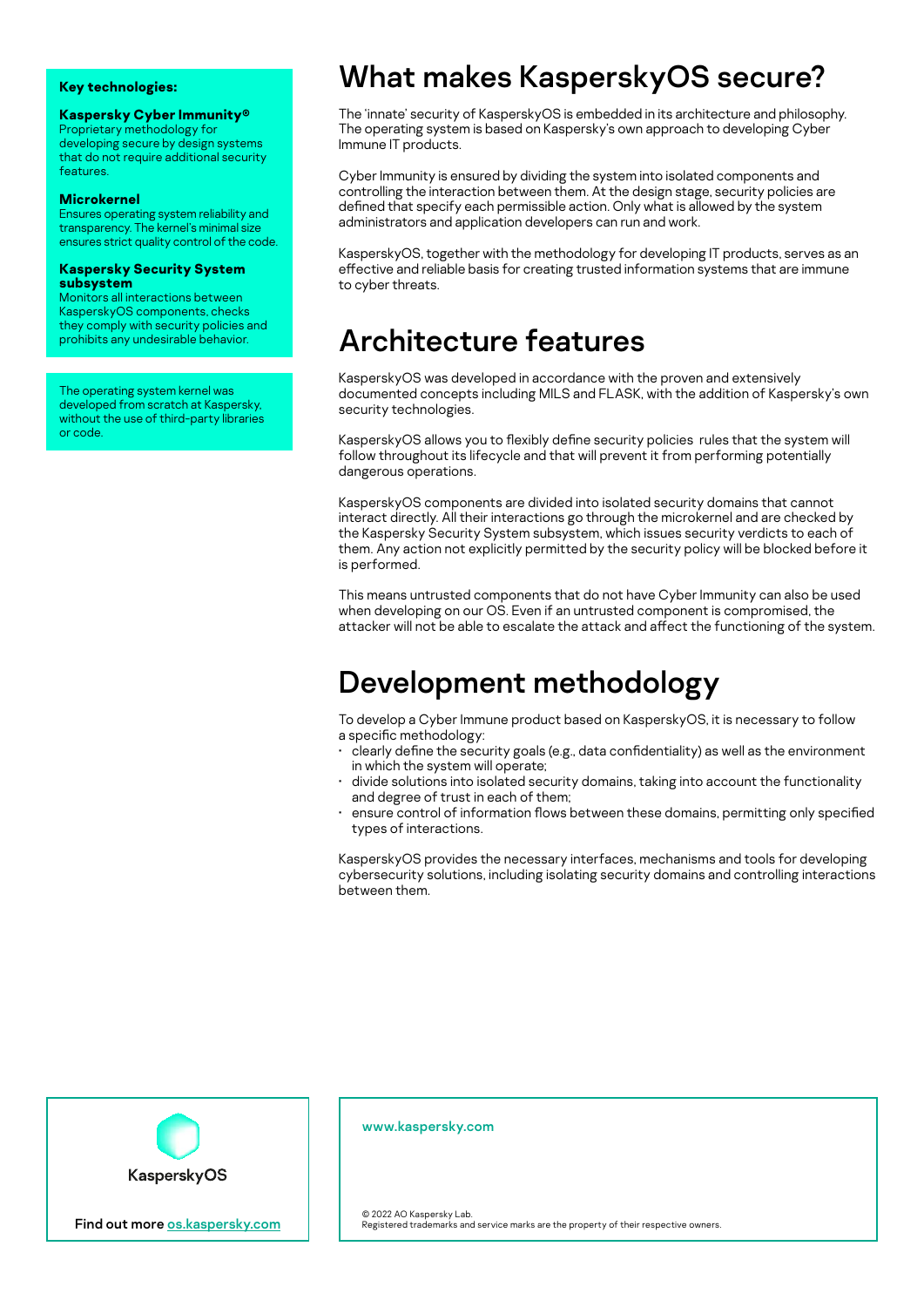**Key technologies:**

**Kaspersky Cyber Immunity®**
Proprietary methodology for developing secure by design systems that do not require additional security features.

**Microkernel**
Ensures operating system reliability and transparency. The kernel's minimal size ensures strict quality control of the code.

**Kaspersky Security System subsystem**
Monitors all interactions between KasperskyOS components, checks they comply with security policies and prohibits any undesirable behavior.

The operating system kernel was developed from scratch at Kaspersky, without the use of third-party libraries or code.

# What makes KasperskyOS secure?

The 'innate' security of KasperskyOS is embedded in its architecture and philosophy. The operating system is based on Kaspersky's own approach to developing Cyber Immune IT products.

Cyber Immunity is ensured by dividing the system into isolated components and controlling the interaction between them. At the design stage, security policies are defined that specify each permissible action. Only what is allowed by the system administrators and application developers can run and work.

KasperskyOS, together with the methodology for developing IT products, serves as an effective and reliable basis for creating trusted information systems that are immune to cyber threats.

# Architecture features

KasperskyOS was developed in accordance with the proven and extensively documented concepts including MILS and FLASK, with the addition of Kaspersky's own security technologies.

KasperskyOS allows you to flexibly define security policies  rules that the system will follow throughout its lifecycle and that will prevent it from performing potentially dangerous operations.

KasperskyOS components are divided into isolated security domains that cannot interact directly. All their interactions go through the microkernel and are checked by the Kaspersky Security System subsystem, which issues security verdicts to each of them. Any action not explicitly permitted by the security policy will be blocked before it is performed.

This means untrusted components that do not have Cyber Immunity can also be used when developing on our OS. Even if an untrusted component is compromised, the attacker will not be able to escalate the attack and affect the functioning of the system.

# Development methodology

To develop a Cyber Immune product based on KasperskyOS, it is necessary to follow a specific methodology:

- clearly define the security goals (e.g., data confidentiality) as well as the environment in which the system will operate;
- divide solutions into isolated security domains, taking into account the functionality and degree of trust in each of them;
- ensure control of information flows between these domains, permitting only specified types of interactions.

KasperskyOS provides the necessary interfaces, mechanisms and tools for developing cybersecurity solutions, including isolating security domains and controlling interactions between them.

KasperskyOS

Find out more os.kaspersky.com

www.kaspersky.com

© 2022 AO Kaspersky Lab.
Registered trademarks and service marks are the property of their respective owners.